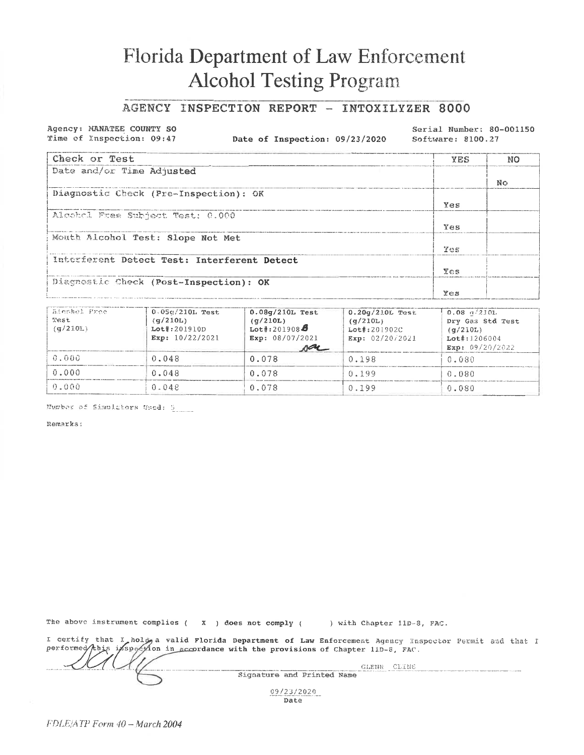# Florida Department of Law Enforcement
# Alcohol Testing Program

## AGENCY INSPECTION REPORT - INTOXILYZER 8000

Agency: MANATEE COUNTY SO
Time of Inspection: 09:47
Date of Inspection: 09/23/2020
Serial Number: 80-001150
Software: 8100.27

| Check or Test | YES | NO |
|---|---|---|
| Date and/or Time Adjusted | | No |
| Diagnostic Check (Pre-Inspection): OK | Yes | |
| Alcohol Free Subject Test: 0.000 | Yes | |
| Mouth Alcohol Test: Slope Not Met | Yes | |
| Interferent Detect Test: Interferent Detect | Yes | |
| Diagnostic Check (Post-Inspection): OK | Yes | |

| Alcohol Free Test (g/210L) | 0.05g/210L Test (g/210L) Lot#:201910D Exp: 10/22/2021 | 0.08g/210L Test (g/210L) Lot#:201908B Exp: 08/07/2021 | 0.20g/210L Test (g/210L) Lot#:201902C Exp: 02/20/2021 | 0.08 g/210L Dry Gas Std Test (g/210L) Lot#:1206004 Exp: 09/20/2022 |
|---|---|---|---|---|
| 0.000 | 0.048 | 0.078 | 0.198 | 0.080 |
| 0.000 | 0.048 | 0.078 | 0.199 | 0.080 |
| 0.000 | 0.048 | 0.078 | 0.199 | 0.080 |

Number of Simulators Used: 5

Remarks:

The above instrument complies ( X ) does not comply ( ) with Chapter 11D-8, FAC.

I certify that I hold a valid Florida Department of Law Enforcement Agency Inspector Permit and that I performed this inspection in accordance with the provisions of Chapter 11D-8, FAC.

GLENN CLINE
Signature and Printed Name

09/23/2020
Date

FDLE/ATP Form 40 – March 2004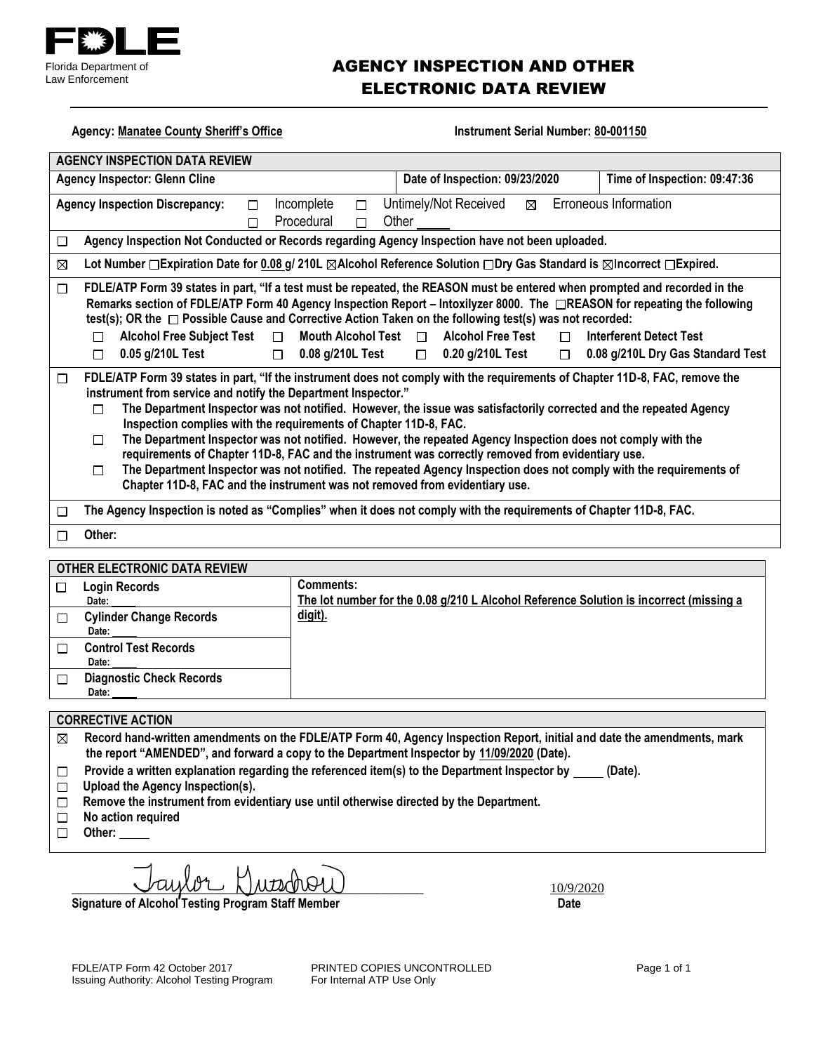FDLE

Florida Department of Law Enforcement

# AGENCY INSPECTION AND OTHER ELECTRONIC DATA REVIEW

**Agency:** **Manatee County Sheriff's Office** **Instrument Serial Number:** **80-001150**

## AGENCY INSPECTION DATA REVIEW

| | | |
|---|---|---|
| **Agency Inspector: Glenn Cline** | **Date of Inspection: 09/23/2020** | **Time of Inspection: 09:47:36** |

**Agency Inspection Discrepancy:** ☐ Incomplete ☐ Untimely/Not Received ☒ Erroneous Information ☐ Procedural ☐ Other ____

☐ **Agency Inspection Not Conducted or Records regarding Agency Inspection have not been uploaded.**

☒ **Lot Number ☐Expiration Date for 0.08 g/ 210L ☒Alcohol Reference Solution ☐Dry Gas Standard is ☒Incorrect ☐Expired.**

☐ **FDLE/ATP Form 39 states in part, "If a test must be repeated, the REASON must be entered when prompted and recorded in the Remarks section of FDLE/ATP Form 40 Agency Inspection Report – Intoxilyzer 8000. The ☐REASON for repeating the following test(s); OR the ☐ Possible Cause and Corrective Action Taken on the following test(s) was not recorded:**

- ☐ **Alcohol Free Subject Test** ☐ **Mouth Alcohol Test** ☐ **Alcohol Free Test** ☐ **Interferent Detect Test**
- ☐ **0.05 g/210L Test** ☐ **0.08 g/210L Test** ☐ **0.20 g/210L Test** ☐ **0.08 g/210L Dry Gas Standard Test**

☐ **FDLE/ATP Form 39 states in part, "If the instrument does not comply with the requirements of Chapter 11D-8, FAC, remove the instrument from service and notify the Department Inspector."**

- ☐ **The Department Inspector was not notified. However, the issue was satisfactorily corrected and the repeated Agency Inspection complies with the requirements of Chapter 11D-8, FAC.**
- ☐ **The Department Inspector was not notified. However, the repeated Agency Inspection does not comply with the requirements of Chapter 11D-8, FAC and the instrument was correctly removed from evidentiary use.**
- ☐ **The Department Inspector was not notified. The repeated Agency Inspection does not comply with the requirements of Chapter 11D-8, FAC and the instrument was not removed from evidentiary use.**

☐ **The Agency Inspection is noted as "Complies" when it does not comply with the requirements of Chapter 11D-8, FAC.**

☐ **Other:**

## OTHER ELECTRONIC DATA REVIEW

| | |
|---|---|
| ☐ **Login Records** Date: ____ | **Comments:** The lot number for the 0.08 g/210 L Alcohol Reference Solution is incorrect (missing a digit). |
| ☐ **Cylinder Change Records** Date: ____ | |
| ☐ **Control Test Records** Date: ____ | |
| ☐ **Diagnostic Check Records** Date: ____ | |

## CORRECTIVE ACTION

☒ **Record hand-written amendments on the FDLE/ATP Form 40, Agency Inspection Report, initial and date the amendments, mark the report "AMENDED", and forward a copy to the Department Inspector by 11/09/2020 (Date).**

☐ **Provide a written explanation regarding the referenced item(s) to the Department Inspector by ____ (Date).**

☐ **Upload the Agency Inspection(s).**

☐ **Remove the instrument from evidentiary use until otherwise directed by the Department.**

☐ **No action required**

☐ **Other:** ____

Taylor Kutschow

**Signature of Alcohol Testing Program Staff Member**

10/9/2020

**Date**

FDLE/ATP Form 42 October 2017
Issuing Authority: Alcohol Testing Program

PRINTED COPIES UNCONTROLLED
For Internal ATP Use Only